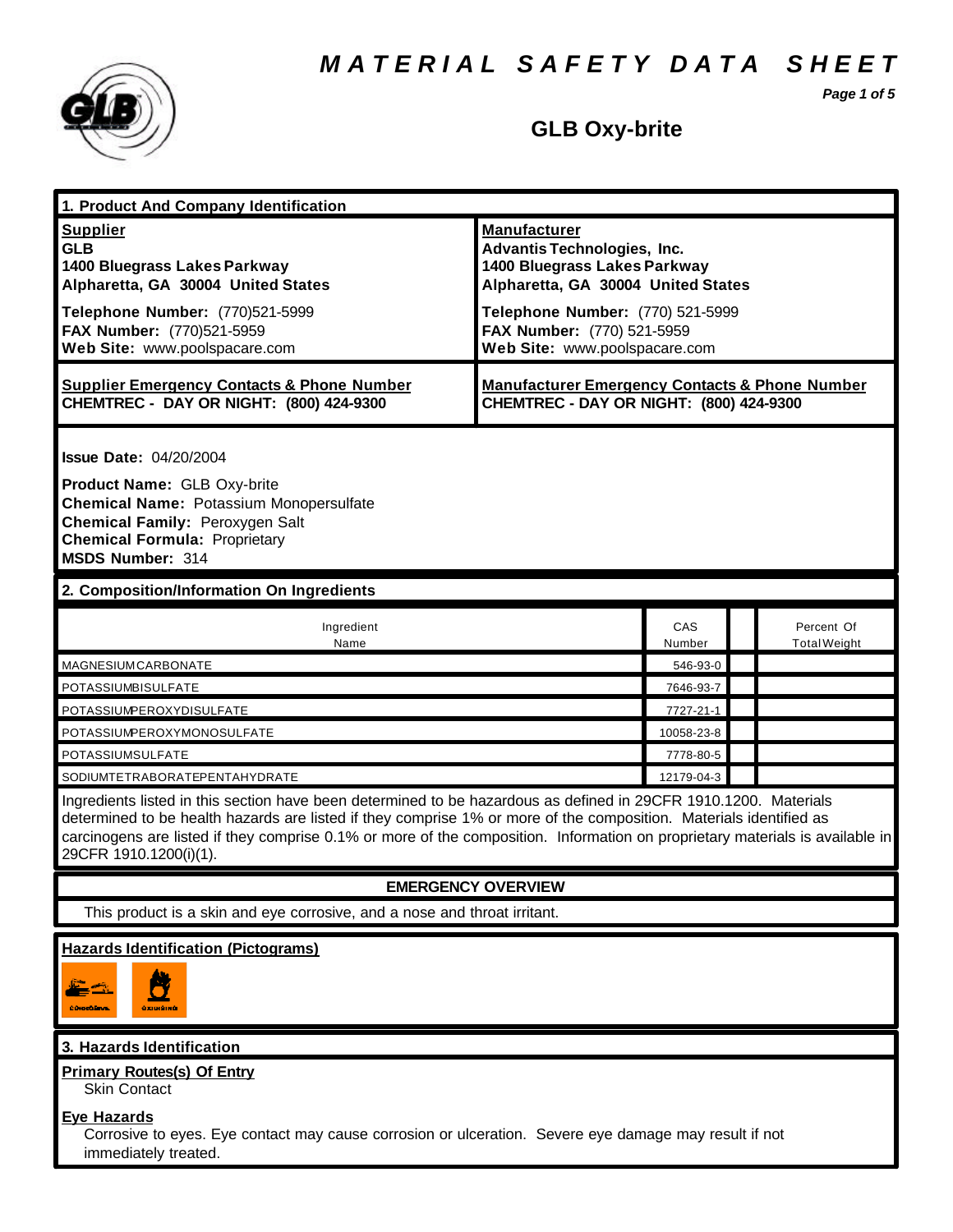# MATERIAL SAFETY DATA SHEET

## GLB Oxy-brite

### 1. Product And Company Identification

**Supplier**
**GLB**
**1400 Bluegrass Lakes Parkway**
**Alpharetta, GA 30004 United States**

**Telephone Number:** (770)521-5999
**FAX Number:** (770)521-5959
**Web Site:** www.poolspacare.com

**Manufacturer**
**Advantis Technologies, Inc.**
**1400 Bluegrass Lakes Parkway**
**Alpharetta, GA 30004 United States**

**Telephone Number:** (770) 521-5999
**FAX Number:** (770) 521-5959
**Web Site:** www.poolspacare.com

**Supplier Emergency Contacts & Phone Number**
**CHEMTREC - DAY OR NIGHT: (800) 424-9300**

**Manufacturer Emergency Contacts & Phone Number**
**CHEMTREC - DAY OR NIGHT: (800) 424-9300**

**Issue Date:** 04/20/2004

**Product Name:** GLB Oxy-brite
**Chemical Name:** Potassium Monopersulfate
**Chemical Family:** Peroxygen Salt
**Chemical Formula:** Proprietary
**MSDS Number:** 314

### 2. Composition/Information On Ingredients

| Ingredient Name | CAS Number | | Percent Of Total Weight |
|---|---|---|---|
| MAGNESIUM CARBONATE | 546-93-0 | | |
| POTASSIUM BISULFATE | 7646-93-7 | | |
| POTASSIUM PEROXYDISULFATE | 7727-21-1 | | |
| POTASSIUM PEROXYMONOSULFATE | 10058-23-8 | | |
| POTASSIUM SULFATE | 7778-80-5 | | |
| SODIUM TETRABORATE PENTAHYDRATE | 12179-04-3 | | |

Ingredients listed in this section have been determined to be hazardous as defined in 29CFR 1910.1200. Materials determined to be health hazards are listed if they comprise 1% or more of the composition. Materials identified as carcinogens are listed if they comprise 0.1% or more of the composition. Information on proprietary materials is available in 29CFR 1910.1200(i)(1).

**EMERGENCY OVERVIEW**

This product is a skin and eye corrosive, and a nose and throat irritant.

**Hazards Identification (Pictograms)**

### 3. Hazards Identification

**Primary Routes(s) Of Entry**
Skin Contact

**Eye Hazards**
Corrosive to eyes. Eye contact may cause corrosion or ulceration. Severe eye damage may result if not immediately treated.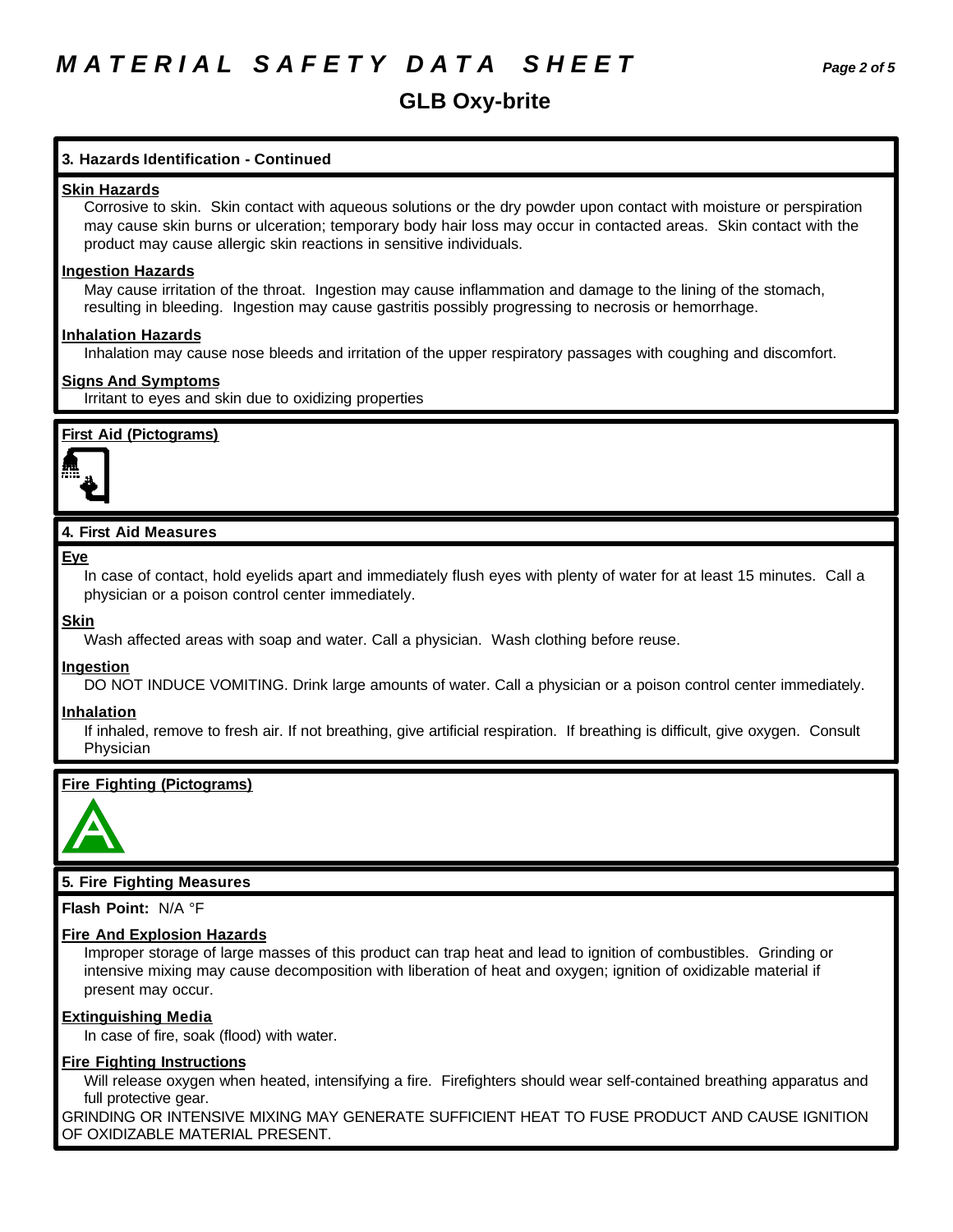# MATERIAL SAFETY DATA SHEET

## GLB Oxy-brite

### 3. Hazards Identification - Continued

**Skin Hazards**

Corrosive to skin. Skin contact with aqueous solutions or the dry powder upon contact with moisture or perspiration may cause skin burns or ulceration; temporary body hair loss may occur in contacted areas. Skin contact with the product may cause allergic skin reactions in sensitive individuals.

**Ingestion Hazards**

May cause irritation of the throat. Ingestion may cause inflammation and damage to the lining of the stomach, resulting in bleeding. Ingestion may cause gastritis possibly progressing to necrosis or hemorrhage.

**Inhalation Hazards**

Inhalation may cause nose bleeds and irritation of the upper respiratory passages with coughing and discomfort.

**Signs And Symptoms**

Irritant to eyes and skin due to oxidizing properties

**First Aid (Pictograms)**

### 4. First Aid Measures

**Eye**

In case of contact, hold eyelids apart and immediately flush eyes with plenty of water for at least 15 minutes. Call a physician or a poison control center immediately.

**Skin**

Wash affected areas with soap and water. Call a physician. Wash clothing before reuse.

**Ingestion**

DO NOT INDUCE VOMITING. Drink large amounts of water. Call a physician or a poison control center immediately.

**Inhalation**

If inhaled, remove to fresh air. If not breathing, give artificial respiration. If breathing is difficult, give oxygen. Consult Physician

**Fire Fighting (Pictograms)**

### 5. Fire Fighting Measures

**Flash Point:** N/A °F

**Fire And Explosion Hazards**

Improper storage of large masses of this product can trap heat and lead to ignition of combustibles. Grinding or intensive mixing may cause decomposition with liberation of heat and oxygen; ignition of oxidizable material if present may occur.

**Extinguishing Media**

In case of fire, soak (flood) with water.

**Fire Fighting Instructions**

Will release oxygen when heated, intensifying a fire. Firefighters should wear self-contained breathing apparatus and full protective gear.

GRINDING OR INTENSIVE MIXING MAY GENERATE SUFFICIENT HEAT TO FUSE PRODUCT AND CAUSE IGNITION OF OXIDIZABLE MATERIAL PRESENT.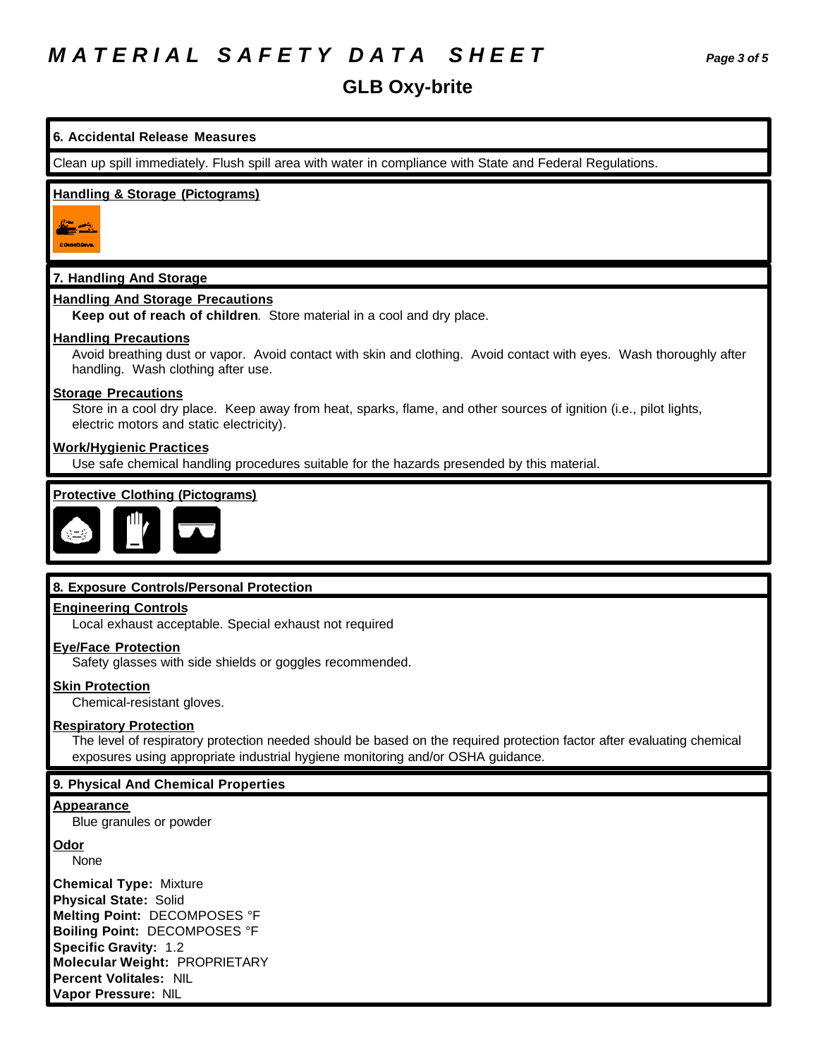# MATERIAL SAFETY DATA SHEET

## GLB Oxy-brite

### 6. Accidental Release Measures

Clean up spill immediately. Flush spill area with water in compliance with State and Federal Regulations.

### Handling & Storage (Pictograms)

### 7. Handling And Storage

**Handling And Storage Precautions**

**Keep out of reach of children**. Store material in a cool and dry place.

**Handling Precautions**

Avoid breathing dust or vapor. Avoid contact with skin and clothing. Avoid contact with eyes. Wash thoroughly after handling. Wash clothing after use.

**Storage Precautions**

Store in a cool dry place. Keep away from heat, sparks, flame, and other sources of ignition (i.e., pilot lights, electric motors and static electricity).

**Work/Hygienic Practices**

Use safe chemical handling procedures suitable for the hazards presended by this material.

### Protective Clothing (Pictograms)

### 8. Exposure Controls/Personal Protection

**Engineering Controls**

Local exhaust acceptable. Special exhaust not required

**Eye/Face Protection**

Safety glasses with side shields or goggles recommended.

**Skin Protection**

Chemical-resistant gloves.

**Respiratory Protection**

The level of respiratory protection needed should be based on the required protection factor after evaluating chemical exposures using appropriate industrial hygiene monitoring and/or OSHA guidance.

### 9. Physical And Chemical Properties

**Appearance**

Blue granules or powder

**Odor**

None

**Chemical Type:** Mixture
**Physical State:** Solid
**Melting Point:** DECOMPOSES °F
**Boiling Point:** DECOMPOSES °F
**Specific Gravity:** 1.2
**Molecular Weight:** PROPRIETARY
**Percent Volitales:** NIL
**Vapor Pressure:** NIL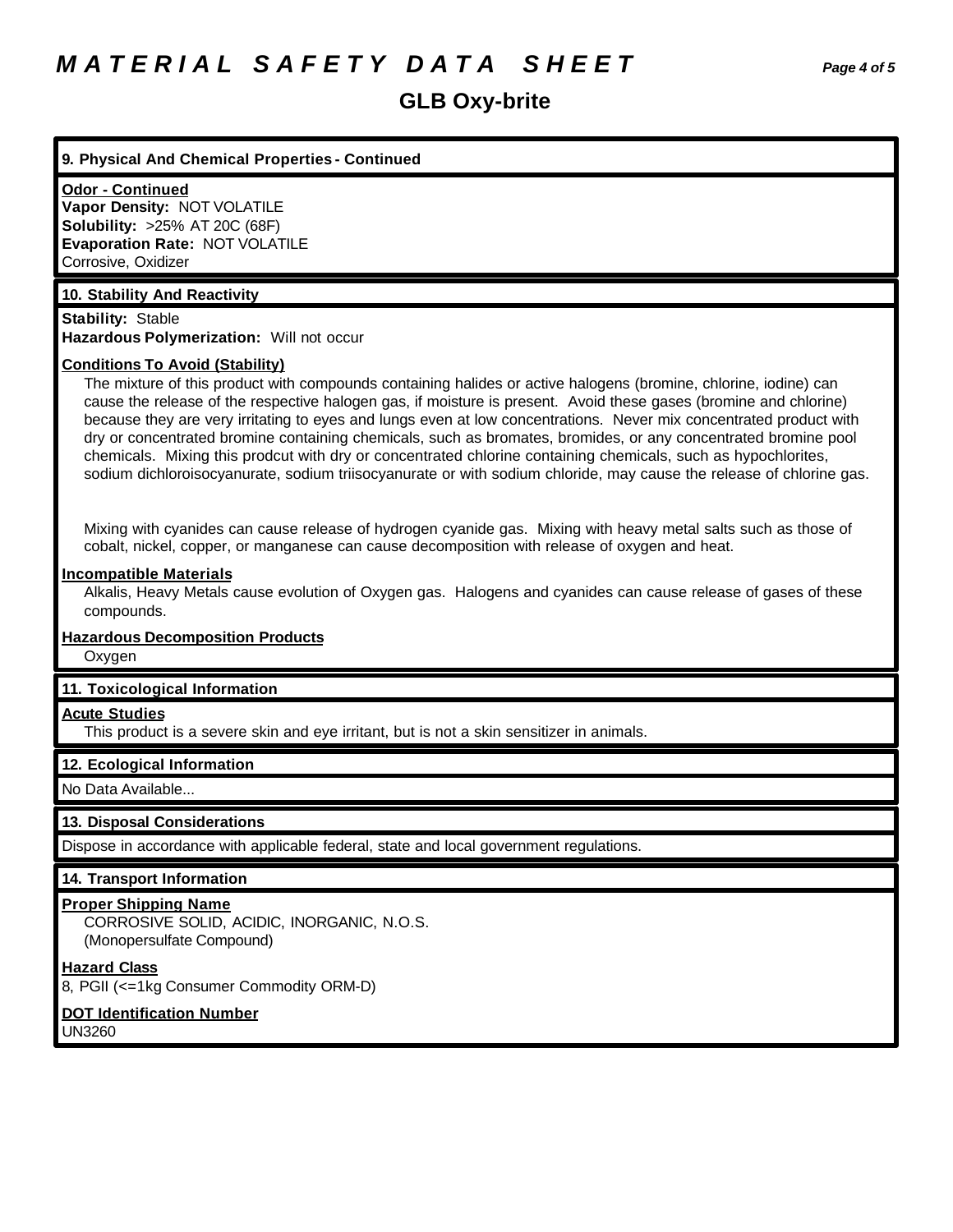## 9. Physical And Chemical Properties - Continued

**Odor - Continued**

**Vapor Density:** NOT VOLATILE
**Solubility:** >25% AT 20C (68F)
**Evaporation Rate:** NOT VOLATILE
Corrosive, Oxidizer

## 10. Stability And Reactivity

**Stability:** Stable
**Hazardous Polymerization:** Will not occur

**Conditions To Avoid (Stability)**

The mixture of this product with compounds containing halides or active halogens (bromine, chlorine, iodine) can cause the release of the respective halogen gas, if moisture is present. Avoid these gases (bromine and chlorine) because they are very irritating to eyes and lungs even at low concentrations. Never mix concentrated product with dry or concentrated bromine containing chemicals, such as bromates, bromides, or any concentrated bromine pool chemicals. Mixing this prodcut with dry or concentrated chlorine containing chemicals, such as hypochlorites, sodium dichloroisocyanurate, sodium triisocyanurate or with sodium chloride, may cause the release of chlorine gas.

Mixing with cyanides can cause release of hydrogen cyanide gas. Mixing with heavy metal salts such as those of cobalt, nickel, copper, or manganese can cause decomposition with release of oxygen and heat.

**Incompatible Materials**

Alkalis, Heavy Metals cause evolution of Oxygen gas. Halogens and cyanides can cause release of gases of these compounds.

**Hazardous Decomposition Products**

Oxygen

## 11. Toxicological Information

**Acute Studies**

This product is a severe skin and eye irritant, but is not a skin sensitizer in animals.

## 12. Ecological Information

No Data Available...

## 13. Disposal Considerations

Dispose in accordance with applicable federal, state and local government regulations.

## 14. Transport Information

**Proper Shipping Name**

CORROSIVE SOLID, ACIDIC, INORGANIC, N.O.S.
(Monopersulfate Compound)

**Hazard Class**

8, PGII (<=1kg Consumer Commodity ORM-D)

**DOT Identification Number**

UN3260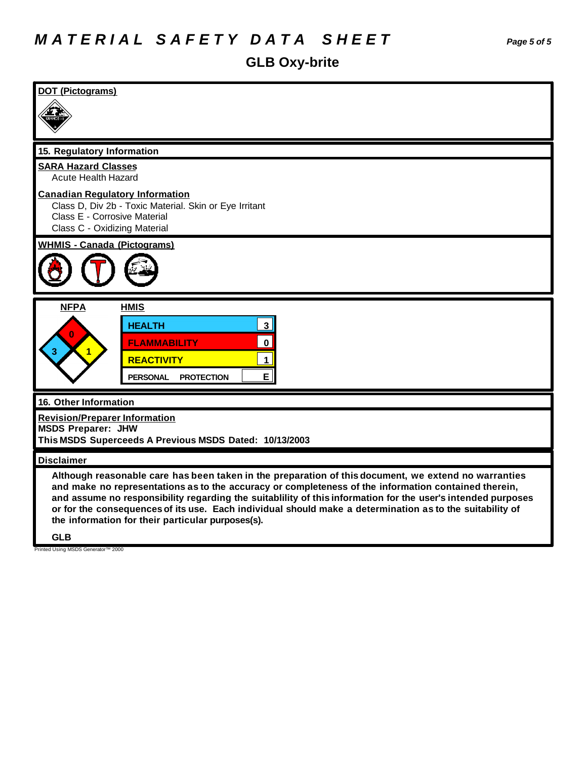# MATERIAL SAFETY DATA SHEET

## GLB Oxy-brite

**DOT (Pictograms)**

## 15. Regulatory Information

**SARA Hazard Classes**

Acute Health Hazard

**Canadian Regulatory Information**

Class D, Div 2b - Toxic Material. Skin or Eye Irritant
Class E - Corrosive Material
Class C - Oxidizing Material

**WHMIS - Canada (Pictograms)**

**NFPA**

0
3 1

**HMIS**

| | |
|---|---|
| HEALTH | 3 |
| FLAMMABILITY | 0 |
| REACTIVITY | 1 |
| PERSONAL PROTECTION | E |

## 16. Other Information

**Revision/Preparer Information**

**MSDS Preparer: JHW**

**This MSDS Superceeds A Previous MSDS Dated: 10/13/2003**

**Disclaimer**

**Although reasonable care has been taken in the preparation of this document, we extend no warranties and make no representations as to the accuracy or completeness of the information contained therein, and assume no responsibility regarding the suitablility of this information for the user's intended purposes or for the consequences of its use. Each individual should make a determination as to the suitability of the information for their particular purposes(s).**

**GLB**

Printed Using MSDS Generator™ 2000